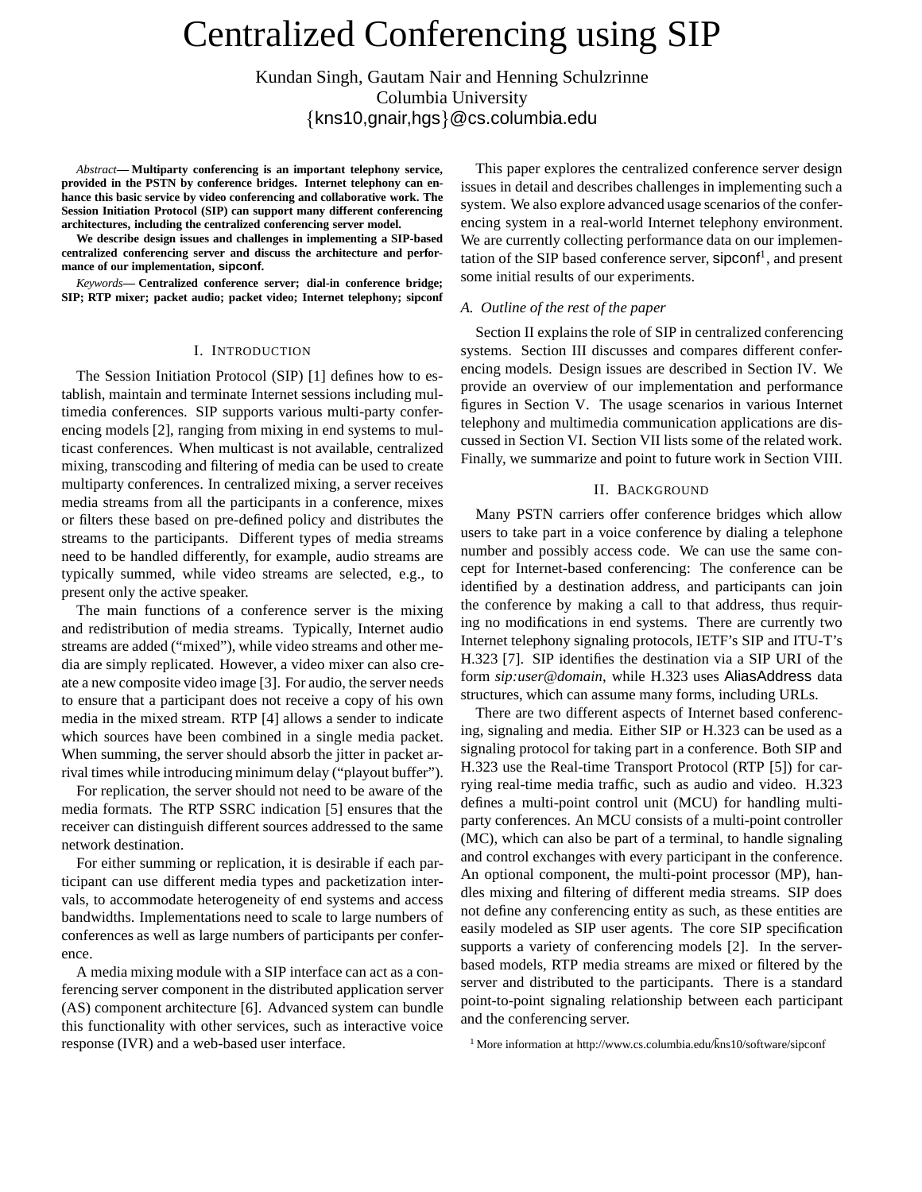# Centralized Conferencing using SIP

Kundan Singh, Gautam Nair and Henning Schulzrinne
Columbia University
{kns10,gnair,hgs}@cs.columbia.edu

*Abstract*— **Multiparty conferencing is an important telephony service, provided in the PSTN by conference bridges. Internet telephony can enhance this basic service by video conferencing and collaborative work. The Session Initiation Protocol (SIP) can support many different conferencing architectures, including the centralized conferencing server model.**

**We describe design issues and challenges in implementing a SIP-based centralized conferencing server and discuss the architecture and performance of our implementation, sipconf.**

*Keywords*— **Centralized conference server; dial-in conference bridge; SIP; RTP mixer; packet audio; packet video; Internet telephony; sipconf**

## I. Introduction

The Session Initiation Protocol (SIP) [1] defines how to establish, maintain and terminate Internet sessions including multimedia conferences. SIP supports various multi-party conferencing models [2], ranging from mixing in end systems to multicast conferences. When multicast is not available, centralized mixing, transcoding and filtering of media can be used to create multiparty conferences. In centralized mixing, a server receives media streams from all the participants in a conference, mixes or filters these based on pre-defined policy and distributes the streams to the participants. Different types of media streams need to be handled differently, for example, audio streams are typically summed, while video streams are selected, e.g., to present only the active speaker.

The main functions of a conference server is the mixing and redistribution of media streams. Typically, Internet audio streams are added ("mixed"), while video streams and other media are simply replicated. However, a video mixer can also create a new composite video image [3]. For audio, the server needs to ensure that a participant does not receive a copy of his own media in the mixed stream. RTP [4] allows a sender to indicate which sources have been combined in a single media packet. When summing, the server should absorb the jitter in packet arrival times while introducing minimum delay ("playout buffer").

For replication, the server should not need to be aware of the media formats. The RTP SSRC indication [5] ensures that the receiver can distinguish different sources addressed to the same network destination.

For either summing or replication, it is desirable if each participant can use different media types and packetization intervals, to accommodate heterogeneity of end systems and access bandwidths. Implementations need to scale to large numbers of conferences as well as large numbers of participants per conference.

A media mixing module with a SIP interface can act as a conferencing server component in the distributed application server (AS) component architecture [6]. Advanced system can bundle this functionality with other services, such as interactive voice response (IVR) and a web-based user interface.

This paper explores the centralized conference server design issues in detail and describes challenges in implementing such a system. We also explore advanced usage scenarios of the conferencing system in a real-world Internet telephony environment. We are currently collecting performance data on our implementation of the SIP based conference server, sipconf[1], and present some initial results of our experiments.

### A. Outline of the rest of the paper

Section II explains the role of SIP in centralized conferencing systems. Section III discusses and compares different conferencing models. Design issues are described in Section IV. We provide an overview of our implementation and performance figures in Section V. The usage scenarios in various Internet telephony and multimedia communication applications are discussed in Section VI. Section VII lists some of the related work. Finally, we summarize and point to future work in Section VIII.

## II. Background

Many PSTN carriers offer conference bridges which allow users to take part in a voice conference by dialing a telephone number and possibly access code. We can use the same concept for Internet-based conferencing: The conference can be identified by a destination address, and participants can join the conference by making a call to that address, thus requiring no modifications in end systems. There are currently two Internet telephony signaling protocols, IETF's SIP and ITU-T's H.323 [7]. SIP identifies the destination via a SIP URI of the form *sip:user@domain*, while H.323 uses AliasAddress data structures, which can assume many forms, including URLs.

There are two different aspects of Internet based conferencing, signaling and media. Either SIP or H.323 can be used as a signaling protocol for taking part in a conference. Both SIP and H.323 use the Real-time Transport Protocol (RTP [5]) for carrying real-time media traffic, such as audio and video. H.323 defines a multi-point control unit (MCU) for handling multiparty conferences. An MCU consists of a multi-point controller (MC), which can also be part of a terminal, to handle signaling and control exchanges with every participant in the conference. An optional component, the multi-point processor (MP), handles mixing and filtering of different media streams. SIP does not define any conferencing entity as such, as these entities are easily modeled as SIP user agents. The core SIP specification supports a variety of conferencing models [2]. In the server-based models, RTP media streams are mixed or filtered by the server and distributed to the participants. There is a standard point-to-point signaling relationship between each participant and the conferencing server.

[1] More information at http://www.cs.columbia.edu/~kns10/software/sipconf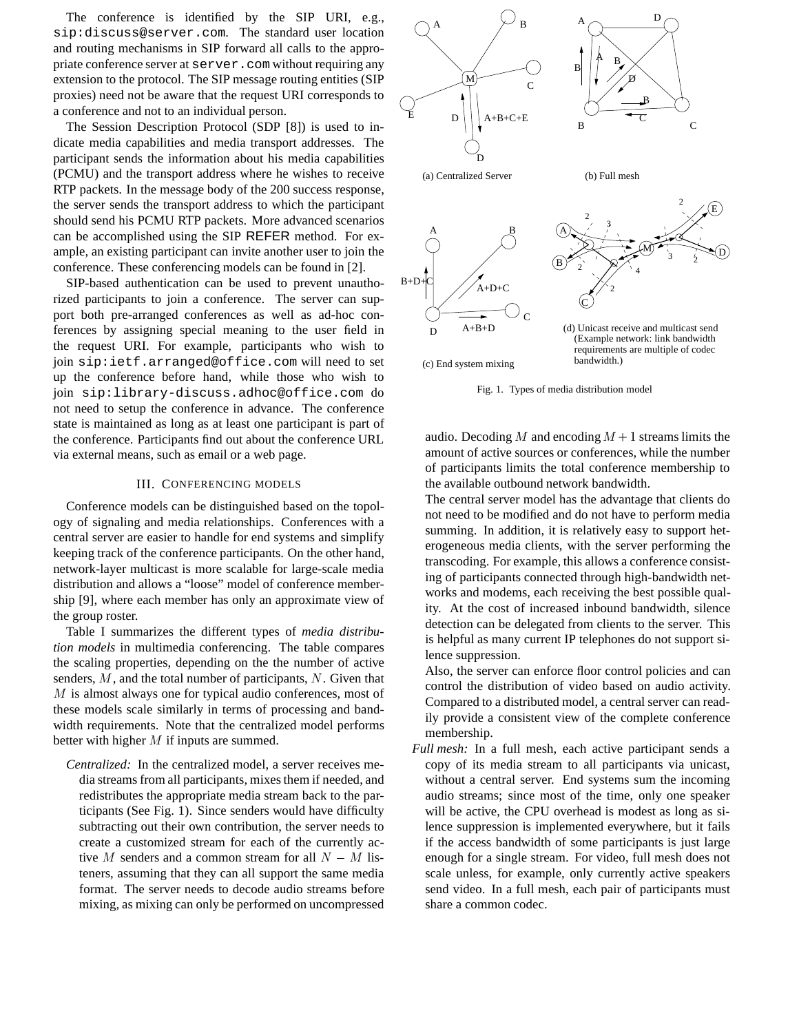The conference is identified by the SIP URI, e.g., sip:discuss@server.com. The standard user location and routing mechanisms in SIP forward all calls to the appropriate conference server at server.com without requiring any extension to the protocol. The SIP message routing entities (SIP proxies) need not be aware that the request URI corresponds to a conference and not to an individual person.

The Session Description Protocol (SDP [8]) is used to indicate media capabilities and media transport addresses. The participant sends the information about his media capabilities (PCMU) and the transport address where he wishes to receive RTP packets. In the message body of the 200 success response, the server sends the transport address to which the participant should send his PCMU RTP packets. More advanced scenarios can be accomplished using the SIP REFER method. For example, an existing participant can invite another user to join the conference. These conferencing models can be found in [2].

SIP-based authentication can be used to prevent unauthorized participants to join a conference. The server can support both pre-arranged conferences as well as ad-hoc conferences by assigning special meaning to the user field in the request URI. For example, participants who wish to join sip:ietf.arranged@office.com will need to set up the conference before hand, while those who wish to join sip:library-discuss.adhoc@office.com do not need to setup the conference in advance. The conference state is maintained as long as at least one participant is part of the conference. Participants find out about the conference URL via external means, such as email or a web page.

## III. Conferencing models

Conference models can be distinguished based on the topology of signaling and media relationships. Conferences with a central server are easier to handle for end systems and simplify keeping track of the conference participants. On the other hand, network-layer multicast is more scalable for large-scale media distribution and allows a "loose" model of conference membership [9], where each member has only an approximate view of the group roster.

Table I summarizes the different types of *media distribution models* in multimedia conferencing. The table compares the scaling properties, depending on the the number of active senders, $M$, and the total number of participants, $N$. Given that $M$ is almost always one for typical audio conferences, most of these models scale similarly in terms of processing and bandwidth requirements. Note that the centralized model performs better with higher $M$ if inputs are summed.

*Centralized:* In the centralized model, a server receives media streams from all participants, mixes them if needed, and redistributes the appropriate media stream back to the participants (See Fig. 1). Since senders would have difficulty subtracting out their own contribution, the server needs to create a customized stream for each of the currently active $M$ senders and a common stream for all $N - M$ listeners, assuming that they can all support the same media format. The server needs to decode audio streams before mixing, as mixing can only be performed on uncompressed audio. Decoding $M$ and encoding $M + 1$ streams limits the amount of active sources or conferences, while the number of participants limits the total conference membership to the available outbound network bandwidth.

The central server model has the advantage that clients do not need to be modified and do not have to perform media summing. In addition, it is relatively easy to support heterogeneous media clients, with the server performing the transcoding. For example, this allows a conference consisting of participants connected through high-bandwidth networks and modems, each receiving the best possible quality. At the cost of increased inbound bandwidth, silence detection can be delegated from clients to the server. This is helpful as many current IP telephones do not support silence suppression.

Also, the server can enforce floor control policies and can control the distribution of video based on audio activity. Compared to a distributed model, a central server can readily provide a consistent view of the complete conference membership.

(a) Centralized Server

(b) Full mesh

(c) End system mixing

(d) Unicast receive and multicast send (Example network: link bandwidth requirements are multiple of codec bandwidth.)

Fig. 1. Types of media distribution model

*Full mesh:* In a full mesh, each active participant sends a copy of its media stream to all participants via unicast, without a central server. End systems sum the incoming audio streams; since most of the time, only one speaker will be active, the CPU overhead is modest as long as silence suppression is implemented everywhere, but it fails if the access bandwidth of some participants is just large enough for a single stream. For video, full mesh does not scale unless, for example, only currently active speakers send video. In a full mesh, each pair of participants must share a common codec.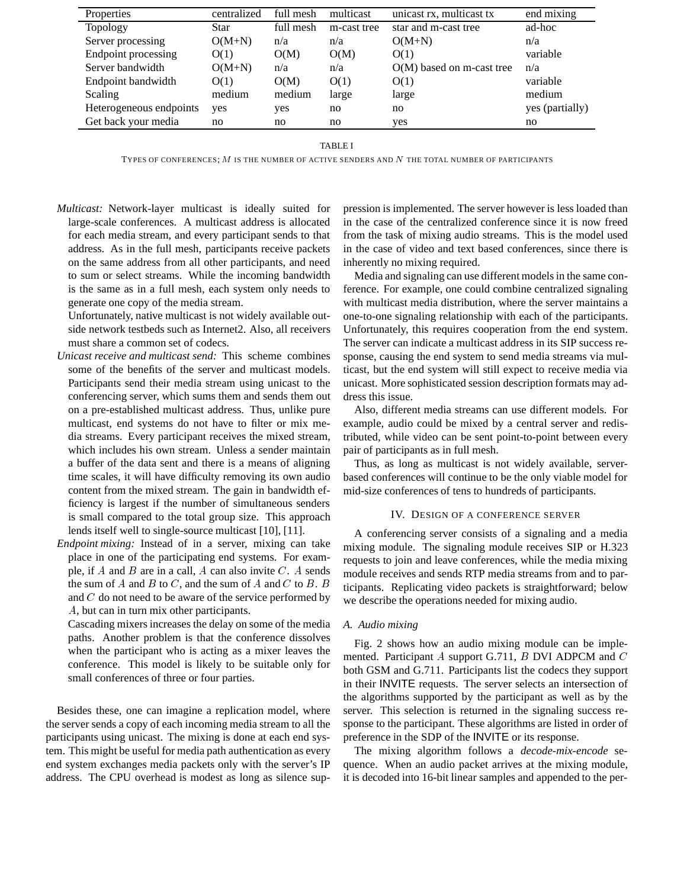| Properties | centralized | full mesh | multicast | unicast rx, multicast tx | end mixing |
|---|---|---|---|---|---|
| Topology | Star | full mesh | m-cast tree | star and m-cast tree | ad-hoc |
| Server processing | O(M+N) | n/a | n/a | O(M+N) | n/a |
| Endpoint processing | O(1) | O(M) | O(M) | O(1) | variable |
| Server bandwidth | O(M+N) | n/a | n/a | O(M) based on m-cast tree | n/a |
| Endpoint bandwidth | O(1) | O(M) | O(1) | O(1) | variable |
| Scaling | medium | medium | large | large | medium |
| Heterogeneous endpoints | yes | yes | no | no | yes (partially) |
| Get back your media | no | no | no | yes | no |

TABLE I

TYPES OF CONFERENCES; $M$ IS THE NUMBER OF ACTIVE SENDERS AND $N$ THE TOTAL NUMBER OF PARTICIPANTS

*Multicast:* Network-layer multicast is ideally suited for large-scale conferences. A multicast address is allocated for each media stream, and every participant sends to that address. As in the full mesh, participants receive packets on the same address from all other participants, and need to sum or select streams. While the incoming bandwidth is the same as in a full mesh, each system only needs to generate one copy of the media stream.

Unfortunately, native multicast is not widely available outside network testbeds such as Internet2. Also, all receivers must share a common set of codecs.

*Unicast receive and multicast send:* This scheme combines some of the benefits of the server and multicast models. Participants send their media stream using unicast to the conferencing server, which sums them and sends them out on a pre-established multicast address. Thus, unlike pure multicast, end systems do not have to filter or mix media streams. Every participant receives the mixed stream, which includes his own stream. Unless a sender maintain a buffer of the data sent and there is a means of aligning time scales, it will have difficulty removing its own audio content from the mixed stream. The gain in bandwidth efficiency is largest if the number of simultaneous senders is small compared to the total group size. This approach lends itself well to single-source multicast [10], [11].

*Endpoint mixing:* Instead of in a server, mixing can take place in one of the participating end systems. For example, if $A$ and $B$ are in a call, $A$ can also invite $C$. $A$ sends the sum of $A$ and $B$ to $C$, and the sum of $A$ and $C$ to $B$. $B$ and $C$ do not need to be aware of the service performed by $A$, but can in turn mix other participants.

Cascading mixers increases the delay on some of the media paths. Another problem is that the conference dissolves when the participant who is acting as a mixer leaves the conference. This model is likely to be suitable only for small conferences of three or four parties.

Besides these, one can imagine a replication model, where the server sends a copy of each incoming media stream to all the participants using unicast. The mixing is done at each end system. This might be useful for media path authentication as every end system exchanges media packets only with the server's IP address. The CPU overhead is modest as long as silence suppression is implemented. The server however is less loaded than in the case of the centralized conference since it is now freed from the task of mixing audio streams. This is the model used in the case of video and text based conferences, since there is inherently no mixing required.

Media and signaling can use different models in the same conference. For example, one could combine centralized signaling with multicast media distribution, where the server maintains a one-to-one signaling relationship with each of the participants. Unfortunately, this requires cooperation from the end system. The server can indicate a multicast address in its SIP success response, causing the end system to send media streams via multicast, but the end system will still expect to receive media via unicast. More sophisticated session description formats may address this issue.

Also, different media streams can use different models. For example, audio could be mixed by a central server and redistributed, while video can be sent point-to-point between every pair of participants as in full mesh.

Thus, as long as multicast is not widely available, server-based conferences will continue to be the only viable model for mid-size conferences of tens to hundreds of participants.

## IV. Design of a conference server

A conferencing server consists of a signaling and a media mixing module. The signaling module receives SIP or H.323 requests to join and leave conferences, while the media mixing module receives and sends RTP media streams from and to participants. Replicating video packets is straightforward; below we describe the operations needed for mixing audio.

### A. Audio mixing

Fig. 2 shows how an audio mixing module can be implemented. Participant $A$ support G.711, $B$ DVI ADPCM and $C$ both GSM and G.711. Participants list the codecs they support in their INVITE requests. The server selects an intersection of the algorithms supported by the participant as well as by the server. This selection is returned in the signaling success response to the participant. These algorithms are listed in order of preference in the SDP of the INVITE or its response.

The mixing algorithm follows a *decode-mix-encode* sequence. When an audio packet arrives at the mixing module, it is decoded into 16-bit linear samples and appended to the per-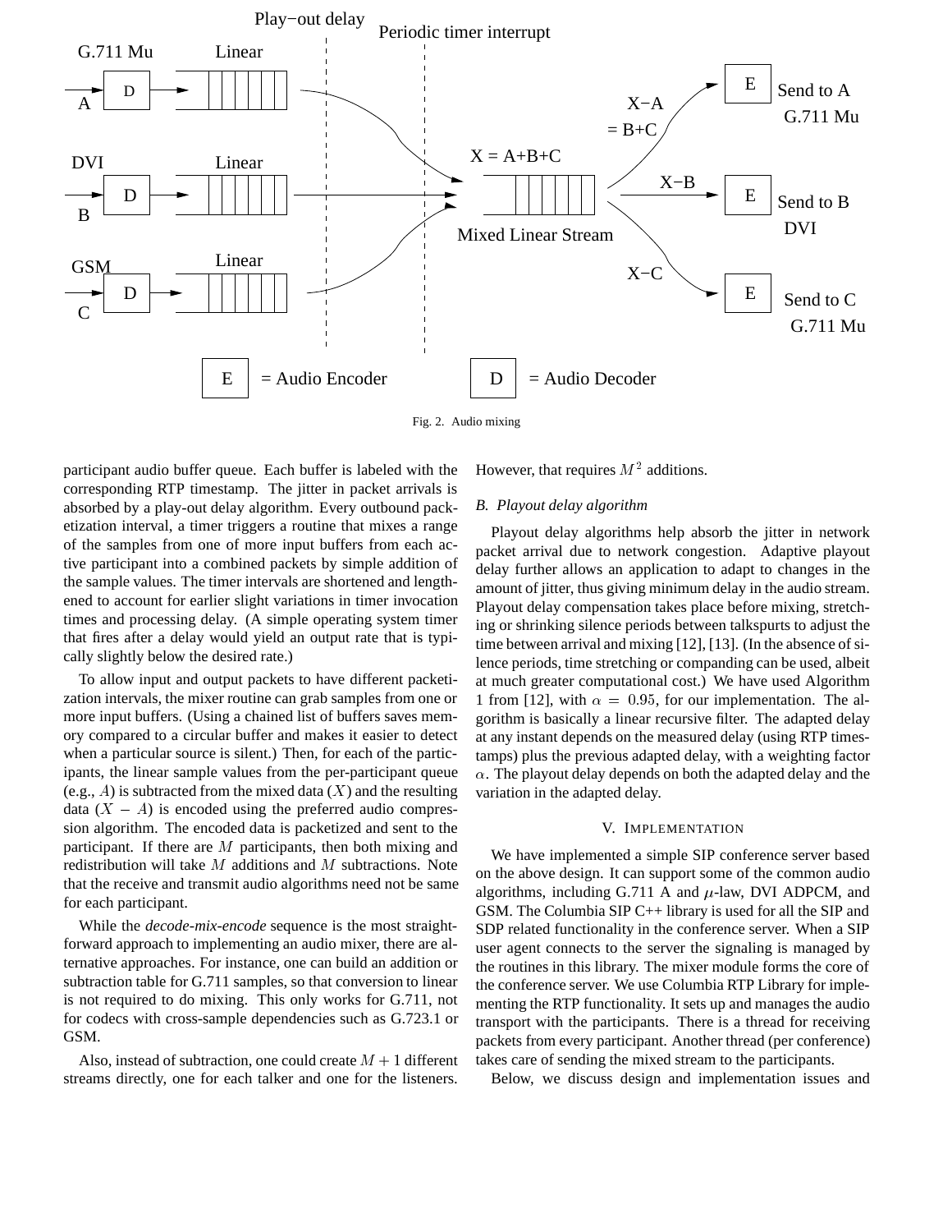Fig. 2. Audio mixing

participant audio buffer queue. Each buffer is labeled with the corresponding RTP timestamp. The jitter in packet arrivals is absorbed by a play-out delay algorithm. Every outbound packetization interval, a timer triggers a routine that mixes a range of the samples from one of more input buffers from each active participant into a combined packets by simple addition of the sample values. The timer intervals are shortened and lengthened to account for earlier slight variations in timer invocation times and processing delay. (A simple operating system timer that fires after a delay would yield an output rate that is typically slightly below the desired rate.)

To allow input and output packets to have different packetization intervals, the mixer routine can grab samples from one or more input buffers. (Using a chained list of buffers saves memory compared to a circular buffer and makes it easier to detect when a particular source is silent.) Then, for each of the participants, the linear sample values from the per-participant queue (e.g., $A$) is subtracted from the mixed data ($X$) and the resulting data ($X - A$) is encoded using the preferred audio compression algorithm. The encoded data is packetized and sent to the participant. If there are $M$ participants, then both mixing and redistribution will take $M$ additions and $M$ subtractions. Note that the receive and transmit audio algorithms need not be same for each participant.

While the *decode-mix-encode* sequence is the most straightforward approach to implementing an audio mixer, there are alternative approaches. For instance, one can build an addition or subtraction table for G.711 samples, so that conversion to linear is not required to do mixing. This only works for G.711, not for codecs with cross-sample dependencies such as G.723.1 or GSM.

Also, instead of subtraction, one could create $M + 1$ different streams directly, one for each talker and one for the listeners. However, that requires $M^2$ additions.

### B. Playout delay algorithm

Playout delay algorithms help absorb the jitter in network packet arrival due to network congestion. Adaptive playout delay further allows an application to adapt to changes in the amount of jitter, thus giving minimum delay in the audio stream. Playout delay compensation takes place before mixing, stretching or shrinking silence periods between talkspurts to adjust the time between arrival and mixing [12], [13]. (In the absence of silence periods, time stretching or companding can be used, albeit at much greater computational cost.) We have used Algorithm 1 from [12], with $\alpha = 0.95$, for our implementation. The algorithm is basically a linear recursive filter. The adapted delay at any instant depends on the measured delay (using RTP timestamps) plus the previous adapted delay, with a weighting factor $\alpha$. The playout delay depends on both the adapted delay and the variation in the adapted delay.

## V. Implementation

We have implemented a simple SIP conference server based on the above design. It can support some of the common audio algorithms, including G.711 A and $\mu$-law, DVI ADPCM, and GSM. The Columbia SIP C++ library is used for all the SIP and SDP related functionality in the conference server. When a SIP user agent connects to the server the signaling is managed by the routines in this library. The mixer module forms the core of the conference server. We use Columbia RTP Library for implementing the RTP functionality. It sets up and manages the audio transport with the participants. There is a thread for receiving packets from every participant. Another thread (per conference) takes care of sending the mixed stream to the participants.

Below, we discuss design and implementation issues and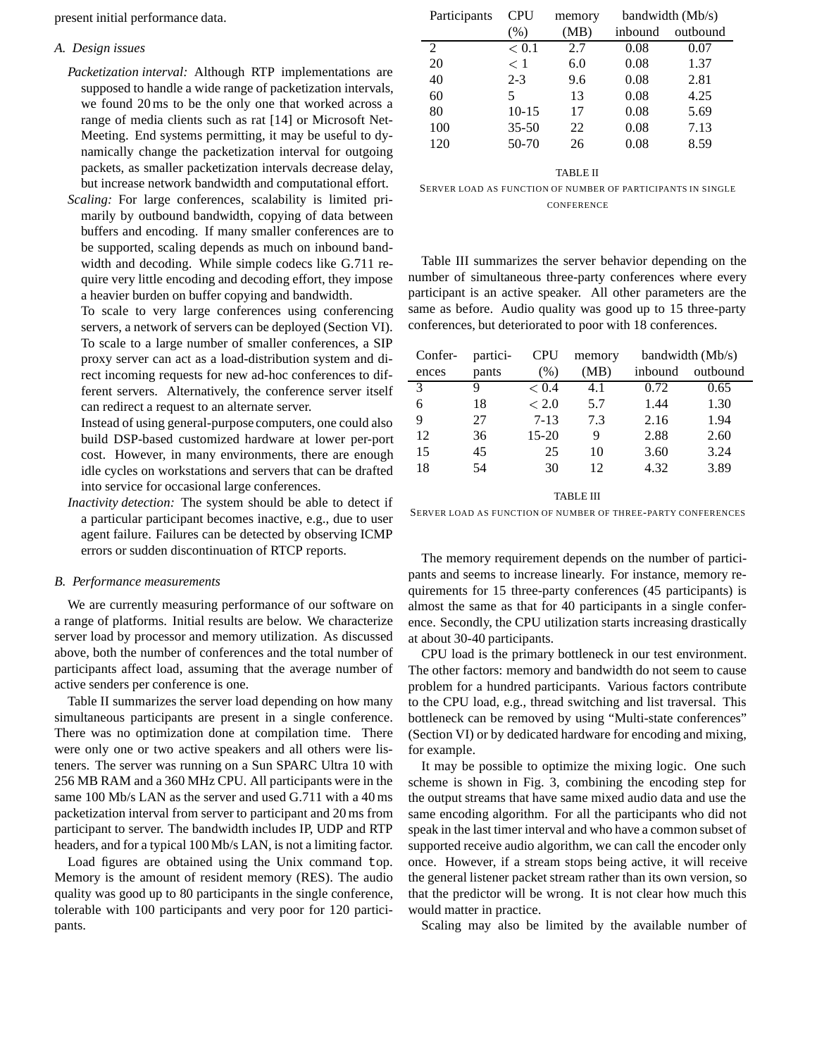present initial performance data.

### A. Design issues

*Packetization interval:* Although RTP implementations are supposed to handle a wide range of packetization intervals, we found 20 ms to be the only one that worked across a range of media clients such as rat [14] or Microsoft NetMeeting. End systems permitting, it may be useful to dynamically change the packetization interval for outgoing packets, as smaller packetization intervals decrease delay, but increase network bandwidth and computational effort.

*Scaling:* For large conferences, scalability is limited primarily by outbound bandwidth, copying of data between buffers and encoding. If many smaller conferences are to be supported, scaling depends as much on inbound bandwidth and decoding. While simple codecs like G.711 require very little encoding and decoding effort, they impose a heavier burden on buffer copying and bandwidth.

To scale to very large conferences using conferencing servers, a network of servers can be deployed (Section VI). To scale to a large number of smaller conferences, a SIP proxy server can act as a load-distribution system and direct incoming requests for new ad-hoc conferences to different servers. Alternatively, the conference server itself can redirect a request to an alternate server.

Instead of using general-purpose computers, one could also build DSP-based customized hardware at lower per-port cost. However, in many environments, there are enough idle cycles on workstations and servers that can be drafted into service for occasional large conferences.

*Inactivity detection:* The system should be able to detect if a particular participant becomes inactive, e.g., due to user agent failure. Failures can be detected by observing ICMP errors or sudden discontinuation of RTCP reports.

### B. Performance measurements

We are currently measuring performance of our software on a range of platforms. Initial results are below. We characterize server load by processor and memory utilization. As discussed above, both the number of conferences and the total number of participants affect load, assuming that the average number of active senders per conference is one.

Table II summarizes the server load depending on how many simultaneous participants are present in a single conference. There was no optimization done at compilation time. There were only one or two active speakers and all others were listeners. The server was running on a Sun SPARC Ultra 10 with 256 MB RAM and a 360 MHz CPU. All participants were in the same 100 Mb/s LAN as the server and used G.711 with a 40 ms packetization interval from server to participant and 20 ms from participant to server. The bandwidth includes IP, UDP and RTP headers, and for a typical 100 Mb/s LAN, is not a limiting factor.

Load figures are obtained using the Unix command `top`. Memory is the amount of resident memory (RES). The audio quality was good up to 80 participants in the single conference, tolerable with 100 participants and very poor for 120 participants.

| Participants | CPU (%) | memory (MB) | bandwidth (Mb/s) inbound | outbound |
|---|---|---|---|---|
| 2 | $< 0.1$ | 2.7 | 0.08 | 0.07 |
| 20 | $< 1$ | 6.0 | 0.08 | 1.37 |
| 40 | 2-3 | 9.6 | 0.08 | 2.81 |
| 60 | 5 | 13 | 0.08 | 4.25 |
| 80 | 10-15 | 17 | 0.08 | 5.69 |
| 100 | 35-50 | 22 | 0.08 | 7.13 |
| 120 | 50-70 | 26 | 0.08 | 8.59 |

TABLE II
SERVER LOAD AS FUNCTION OF NUMBER OF PARTICIPANTS IN SINGLE CONFERENCE

Table III summarizes the server behavior depending on the number of simultaneous three-party conferences where every participant is an active speaker. All other parameters are the same as before. Audio quality was good up to 15 three-party conferences, but deteriorated to poor with 18 conferences.

| Conferences | participants | CPU (%) | memory (MB) | bandwidth (Mb/s) inbound | outbound |
|---|---|---|---|---|---|
| 3 | 9 | $< 0.4$ | 4.1 | 0.72 | 0.65 |
| 6 | 18 | $< 2.0$ | 5.7 | 1.44 | 1.30 |
| 9 | 27 | 7-13 | 7.3 | 2.16 | 1.94 |
| 12 | 36 | 15-20 | 9 | 2.88 | 2.60 |
| 15 | 45 | 25 | 10 | 3.60 | 3.24 |
| 18 | 54 | 30 | 12 | 4.32 | 3.89 |

TABLE III
SERVER LOAD AS FUNCTION OF NUMBER OF THREE-PARTY CONFERENCES

The memory requirement depends on the number of participants and seems to increase linearly. For instance, memory requirements for 15 three-party conferences (45 participants) is almost the same as that for 40 participants in a single conference. Secondly, the CPU utilization starts increasing drastically at about 30-40 participants.

CPU load is the primary bottleneck in our test environment. The other factors: memory and bandwidth do not seem to cause problem for a hundred participants. Various factors contribute to the CPU load, e.g., thread switching and list traversal. This bottleneck can be removed by using "Multi-state conferences" (Section VI) or by dedicated hardware for encoding and mixing, for example.

It may be possible to optimize the mixing logic. One such scheme is shown in Fig. 3, combining the encoding step for the output streams that have same mixed audio data and use the same encoding algorithm. For all the participants who did not speak in the last timer interval and who have a common subset of supported receive audio algorithm, we can call the encoder only once. However, if a stream stops being active, it will receive the general listener packet stream rather than its own version, so that the predictor will be wrong. It is not clear how much this would matter in practice.

Scaling may also be limited by the available number of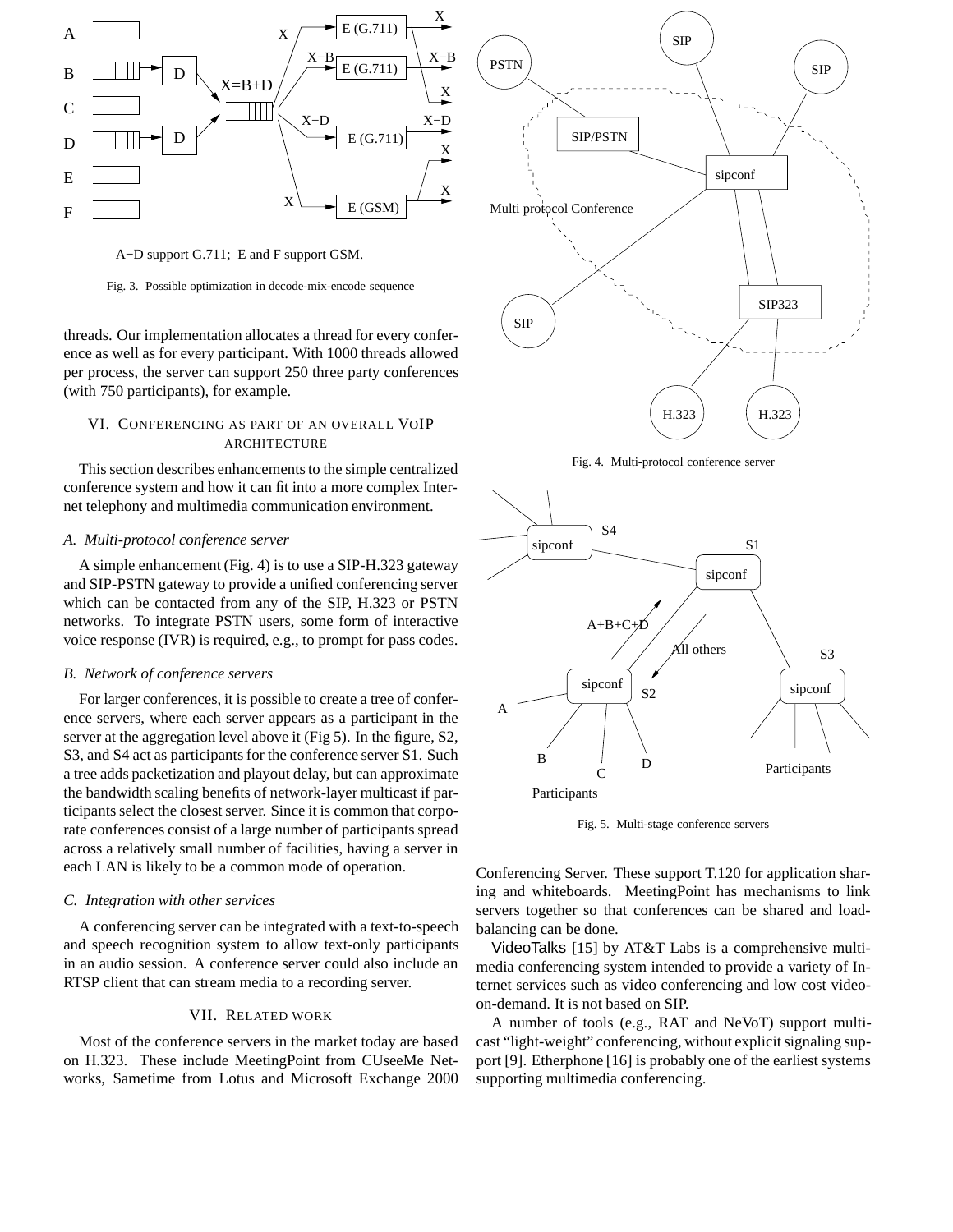A−D support G.711; E and F support GSM.

Fig. 3. Possible optimization in decode-mix-encode sequence

threads. Our implementation allocates a thread for every conference as well as for every participant. With 1000 threads allowed per process, the server can support 250 three party conferences (with 750 participants), for example.

## VI. Conferencing as part of an overall VoIP architecture

This section describes enhancements to the simple centralized conference system and how it can fit into a more complex Internet telephony and multimedia communication environment.

### *A. Multi-protocol conference server*

A simple enhancement (Fig. 4) is to use a SIP-H.323 gateway and SIP-PSTN gateway to provide a unified conferencing server which can be contacted from any of the SIP, H.323 or PSTN networks. To integrate PSTN users, some form of interactive voice response (IVR) is required, e.g., to prompt for pass codes.

### *B. Network of conference servers*

For larger conferences, it is possible to create a tree of conference servers, where each server appears as a participant in the server at the aggregation level above it (Fig 5). In the figure, S2, S3, and S4 act as participants for the conference server S1. Such a tree adds packetization and playout delay, but can approximate the bandwidth scaling benefits of network-layer multicast if participants select the closest server. Since it is common that corporate conferences consist of a large number of participants spread across a relatively small number of facilities, having a server in each LAN is likely to be a common mode of operation.

### *C. Integration with other services*

A conferencing server can be integrated with a text-to-speech and speech recognition system to allow text-only participants in an audio session. A conference server could also include an RTSP client that can stream media to a recording server.

## VII. Related work

Most of the conference servers in the market today are based on H.323. These include MeetingPoint from CUseeMe Networks, Sametime from Lotus and Microsoft Exchange 2000

Fig. 4. Multi-protocol conference server

Fig. 5. Multi-stage conference servers

Conferencing Server. These support T.120 for application sharing and whiteboards. MeetingPoint has mechanisms to link servers together so that conferences can be shared and load-balancing can be done.

VideoTalks [15] by AT&T Labs is a comprehensive multimedia conferencing system intended to provide a variety of Internet services such as video conferencing and low cost video-on-demand. It is not based on SIP.

A number of tools (e.g., RAT and NeVoT) support multicast "light-weight" conferencing, without explicit signaling support [9]. Etherphone [16] is probably one of the earliest systems supporting multimedia conferencing.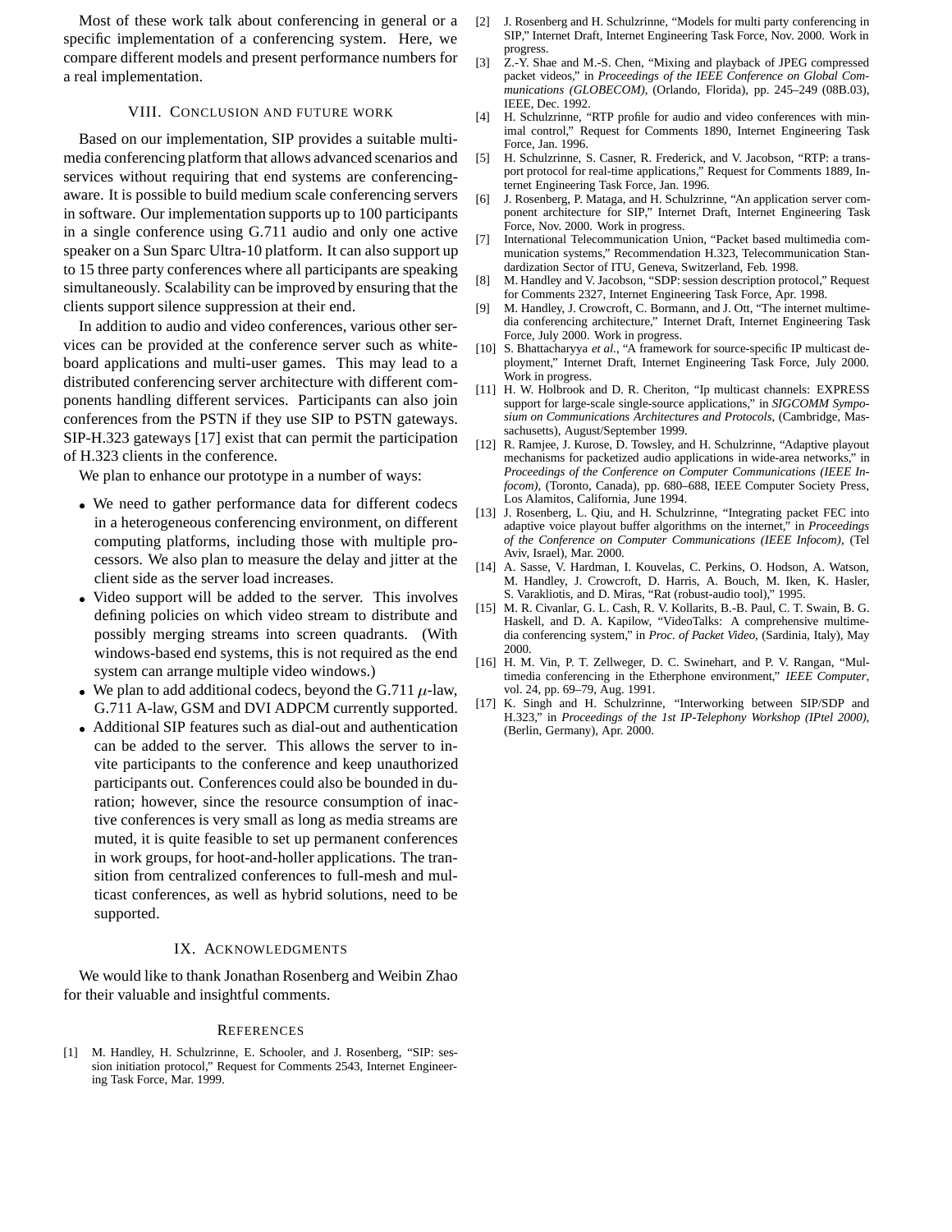Most of these work talk about conferencing in general or a specific implementation of a conferencing system. Here, we compare different models and present performance numbers for a real implementation.

## VIII. Conclusion and future work

Based on our implementation, SIP provides a suitable multimedia conferencing platform that allows advanced scenarios and services without requiring that end systems are conferencing-aware. It is possible to build medium scale conferencing servers in software. Our implementation supports up to 100 participants in a single conference using G.711 audio and only one active speaker on a Sun Sparc Ultra-10 platform. It can also support up to 15 three party conferences where all participants are speaking simultaneously. Scalability can be improved by ensuring that the clients support silence suppression at their end.

In addition to audio and video conferences, various other services can be provided at the conference server such as whiteboard applications and multi-user games. This may lead to a distributed conferencing server architecture with different components handling different services. Participants can also join conferences from the PSTN if they use SIP to PSTN gateways. SIP-H.323 gateways [17] exist that can permit the participation of H.323 clients in the conference.

We plan to enhance our prototype in a number of ways:

- We need to gather performance data for different codecs in a heterogeneous conferencing environment, on different computing platforms, including those with multiple processors. We also plan to measure the delay and jitter at the client side as the server load increases.
- Video support will be added to the server. This involves defining policies on which video stream to distribute and possibly merging streams into screen quadrants. (With windows-based end systems, this is not required as the end system can arrange multiple video windows.)
- We plan to add additional codecs, beyond the G.711 $\mu$-law, G.711 A-law, GSM and DVI ADPCM currently supported.
- Additional SIP features such as dial-out and authentication can be added to the server. This allows the server to invite participants to the conference and keep unauthorized participants out. Conferences could also be bounded in duration; however, since the resource consumption of inactive conferences is very small as long as media streams are muted, it is quite feasible to set up permanent conferences in work groups, for hoot-and-holler applications. The transition from centralized conferences to full-mesh and multicast conferences, as well as hybrid solutions, need to be supported.

## IX. Acknowledgments

We would like to thank Jonathan Rosenberg and Weibin Zhao for their valuable and insightful comments.

## References

[1] M. Handley, H. Schulzrinne, E. Schooler, and J. Rosenberg, "SIP: session initiation protocol," Request for Comments 2543, Internet Engineering Task Force, Mar. 1999.

[2] J. Rosenberg and H. Schulzrinne, "Models for multi party conferencing in SIP," Internet Draft, Internet Engineering Task Force, Nov. 2000. Work in progress.

[3] Z.-Y. Shae and M.-S. Chen, "Mixing and playback of JPEG compressed packet videos," in *Proceedings of the IEEE Conference on Global Communications (GLOBECOM)*, (Orlando, Florida), pp. 245–249 (08B.03), IEEE, Dec. 1992.

[4] H. Schulzrinne, "RTP profile for audio and video conferences with minimal control," Request for Comments 1890, Internet Engineering Task Force, Jan. 1996.

[5] H. Schulzrinne, S. Casner, R. Frederick, and V. Jacobson, "RTP: a transport protocol for real-time applications," Request for Comments 1889, Internet Engineering Task Force, Jan. 1996.

[6] J. Rosenberg, P. Mataga, and H. Schulzrinne, "An application server component architecture for SIP," Internet Draft, Internet Engineering Task Force, Nov. 2000. Work in progress.

[7] International Telecommunication Union, "Packet based multimedia communication systems," Recommendation H.323, Telecommunication Standardization Sector of ITU, Geneva, Switzerland, Feb. 1998.

[8] M. Handley and V. Jacobson, "SDP: session description protocol," Request for Comments 2327, Internet Engineering Task Force, Apr. 1998.

[9] M. Handley, J. Crowcroft, C. Bormann, and J. Ott, "The internet multimedia conferencing architecture," Internet Draft, Internet Engineering Task Force, July 2000. Work in progress.

[10] S. Bhattacharyya *et al.*, "A framework for source-specific IP multicast deployment," Internet Draft, Internet Engineering Task Force, July 2000. Work in progress.

[11] H. W. Holbrook and D. R. Cheriton, "Ip multicast channels: EXPRESS support for large-scale single-source applications," in *SIGCOMM Symposium on Communications Architectures and Protocols*, (Cambridge, Massachusetts), August/September 1999.

[12] R. Ramjee, J. Kurose, D. Towsley, and H. Schulzrinne, "Adaptive playout mechanisms for packetized audio applications in wide-area networks," in *Proceedings of the Conference on Computer Communications (IEEE Infocom)*, (Toronto, Canada), pp. 680–688, IEEE Computer Society Press, Los Alamitos, California, June 1994.

[13] J. Rosenberg, L. Qiu, and H. Schulzrinne, "Integrating packet FEC into adaptive voice playout buffer algorithms on the internet," in *Proceedings of the Conference on Computer Communications (IEEE Infocom)*, (Tel Aviv, Israel), Mar. 2000.

[14] A. Sasse, V. Hardman, I. Kouvelas, C. Perkins, O. Hodson, A. Watson, M. Handley, J. Crowcroft, D. Harris, A. Bouch, M. Iken, K. Hasler, S. Varakliotis, and D. Miras, "Rat (robust-audio tool)," 1995.

[15] M. R. Civanlar, G. L. Cash, R. V. Kollarits, B.-B. Paul, C. T. Swain, B. G. Haskell, and D. A. Kapilow, "VideoTalks: A comprehensive multimedia conferencing system," in *Proc. of Packet Video*, (Sardinia, Italy), May 2000.

[16] H. M. Vin, P. T. Zellweger, D. C. Swinehart, and P. V. Rangan, "Multimedia conferencing in the Etherphone environment," *IEEE Computer*, vol. 24, pp. 69–79, Aug. 1991.

[17] K. Singh and H. Schulzrinne, "Interworking between SIP/SDP and H.323," in *Proceedings of the 1st IP-Telephony Workshop (IPtel 2000)*, (Berlin, Germany), Apr. 2000.